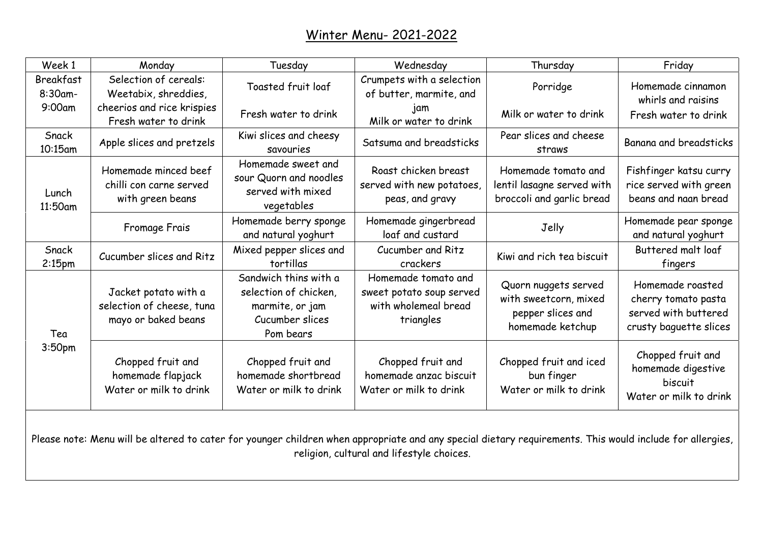# Winter Menu- 2021-2022

| Week 1 | Monday | Tuesday | Wednesday | Thursday | Friday |
|---|---|---|---|---|---|
| Breakfast 8:30am-9:00am | Selection of cereals: Weetabix, shreddies, cheerios and rice krispies<br>Fresh water to drink | Toasted fruit loaf<br>Fresh water to drink | Crumpets with a selection of butter, marmite, and jam<br>Milk or water to drink | Porridge<br>Milk or water to drink | Homemade cinnamon whirls and raisins<br>Fresh water to drink |
| Snack 10:15am | Apple slices and pretzels | Kiwi slices and cheesy savouries | Satsuma and breadsticks | Pear slices and cheese straws | Banana and breadsticks |
| Lunch 11:50am | Homemade minced beef chilli con carne served with green beans | Homemade sweet and sour Quorn and noodles served with mixed vegetables | Roast chicken breast served with new potatoes, peas, and gravy | Homemade tomato and lentil lasagne served with broccoli and garlic bread | Fishfinger katsu curry rice served with green beans and naan bread |
| | Fromage Frais | Homemade berry sponge and natural yoghurt | Homemade gingerbread loaf and custard | Jelly | Homemade pear sponge and natural yoghurt |
| Snack 2:15pm | Cucumber slices and Ritz | Mixed pepper slices and tortillas | Cucumber and Ritz crackers | Kiwi and rich tea biscuit | Buttered malt loaf fingers |
| Tea 3:50pm | Jacket potato with a selection of cheese, tuna mayo or baked beans | Sandwich thins with a selection of chicken, marmite, or jam<br>Cucumber slices<br>Pom bears | Homemade tomato and sweet potato soup served with wholemeal bread triangles | Quorn nuggets served with sweetcorn, mixed pepper slices and homemade ketchup | Homemade roasted cherry tomato pasta served with buttered crusty baguette slices |
| | Chopped fruit and homemade flapjack<br>Water or milk to drink | Chopped fruit and homemade shortbread<br>Water or milk to drink | Chopped fruit and homemade anzac biscuit<br>Water or milk to drink | Chopped fruit and iced bun finger<br>Water or milk to drink | Chopped fruit and homemade digestive biscuit<br>Water or milk to drink |

Please note: Menu will be altered to cater for younger children when appropriate and any special dietary requirements. This would include for allergies, religion, cultural and lifestyle choices.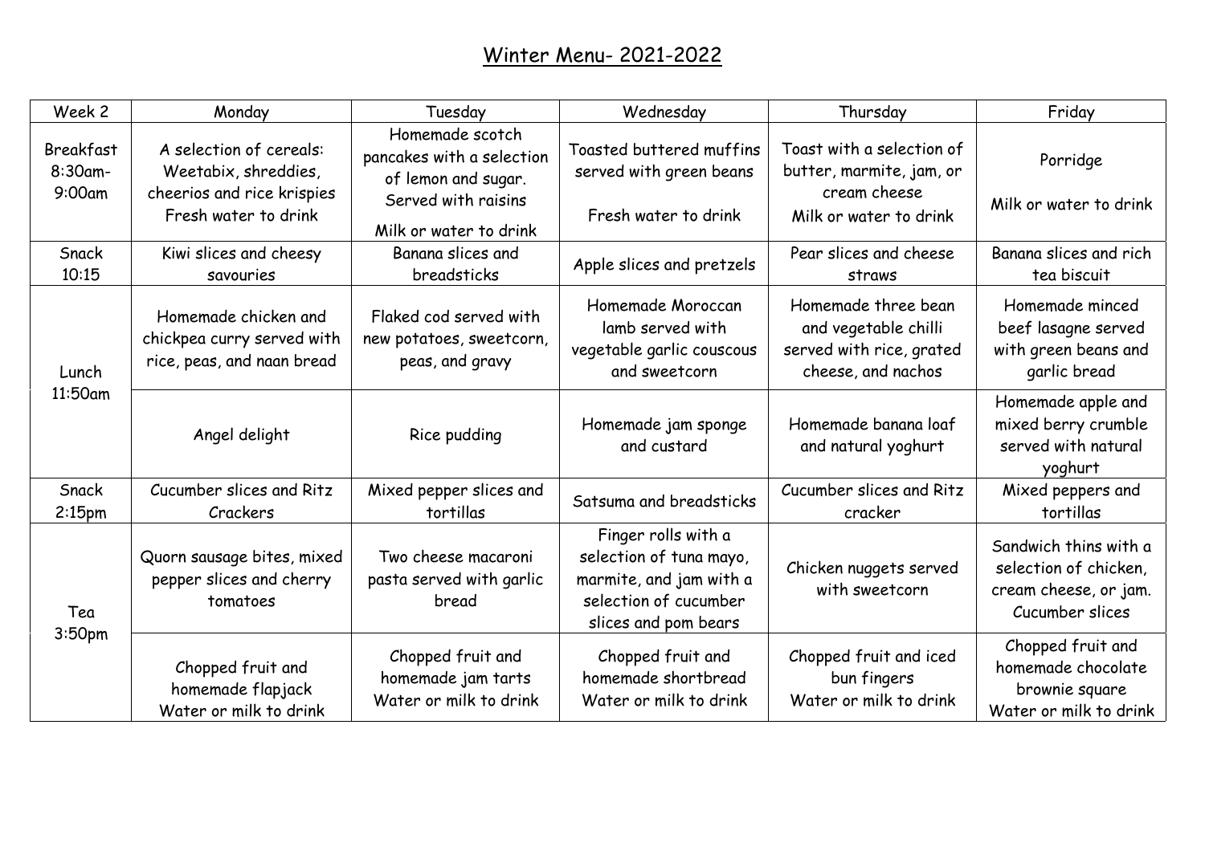# Winter Menu- 2021-2022

| Week 2 | Monday | Tuesday | Wednesday | Thursday | Friday |
|---|---|---|---|---|---|
| Breakfast 8:30am-9:00am | A selection of cereals: Weetabix, shreddies, cheerios and rice krispies Fresh water to drink | Homemade scotch pancakes with a selection of lemon and sugar. Served with raisins Milk or water to drink | Toasted buttered muffins served with green beans Fresh water to drink | Toast with a selection of butter, marmite, jam, or cream cheese Milk or water to drink | Porridge Milk or water to drink |
| Snack 10:15 | Kiwi slices and cheesy savouries | Banana slices and breadsticks | Apple slices and pretzels | Pear slices and cheese straws | Banana slices and rich tea biscuit |
| Lunch 11:50am | Homemade chicken and chickpea curry served with rice, peas, and naan bread | Flaked cod served with new potatoes, sweetcorn, peas, and gravy | Homemade Moroccan lamb served with vegetable garlic couscous and sweetcorn | Homemade three bean and vegetable chilli served with rice, grated cheese, and nachos | Homemade minced beef lasagne served with green beans and garlic bread |
| | Angel delight | Rice pudding | Homemade jam sponge and custard | Homemade banana loaf and natural yoghurt | Homemade apple and mixed berry crumble served with natural yoghurt |
| Snack 2:15pm | Cucumber slices and Ritz Crackers | Mixed pepper slices and tortillas | Satsuma and breadsticks | Cucumber slices and Ritz cracker | Mixed peppers and tortillas |
| Tea 3:50pm | Quorn sausage bites, mixed pepper slices and cherry tomatoes | Two cheese macaroni pasta served with garlic bread | Finger rolls with a selection of tuna mayo, marmite, and jam with a selection of cucumber slices and pom bears | Chicken nuggets served with sweetcorn | Sandwich thins with a selection of chicken, cream cheese, or jam. Cucumber slices |
| | Chopped fruit and homemade flapjack Water or milk to drink | Chopped fruit and homemade jam tarts Water or milk to drink | Chopped fruit and homemade shortbread Water or milk to drink | Chopped fruit and iced bun fingers Water or milk to drink | Chopped fruit and homemade chocolate brownie square Water or milk to drink |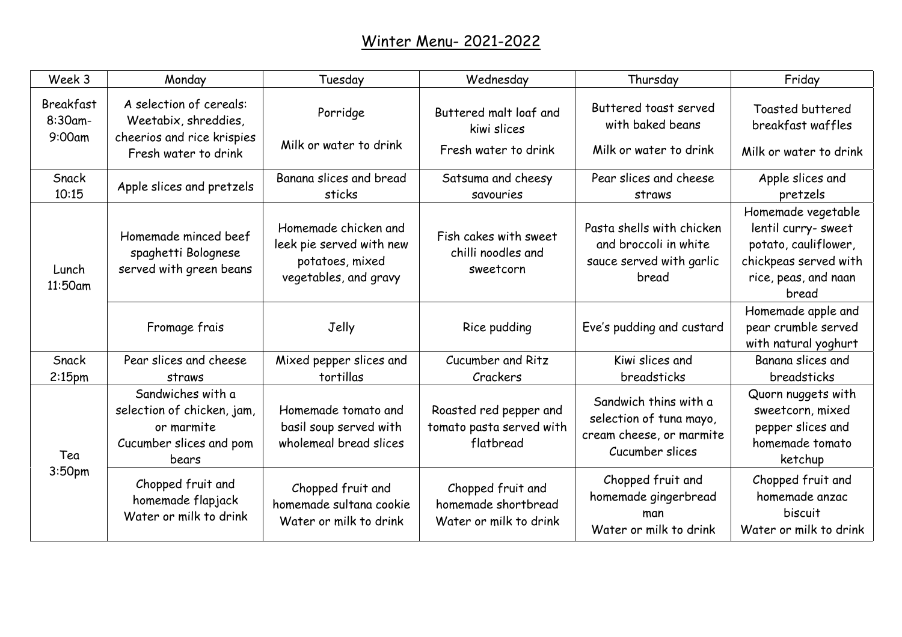# Winter Menu- 2021-2022

| Week 3 | Monday | Tuesday | Wednesday | Thursday | Friday |
|---|---|---|---|---|---|
| Breakfast 8:30am-9:00am | A selection of cereals: Weetabix, shreddies, cheerios and rice krispies Fresh water to drink | Porridge<br>Milk or water to drink | Buttered malt loaf and kiwi slices<br>Fresh water to drink | Buttered toast served with baked beans<br>Milk or water to drink | Toasted buttered breakfast waffles<br>Milk or water to drink |
| Snack 10:15 | Apple slices and pretzels | Banana slices and bread sticks | Satsuma and cheesy savouries | Pear slices and cheese straws | Apple slices and pretzels |
| Lunch 11:50am | Homemade minced beef spaghetti Bolognese served with green beans | Homemade chicken and leek pie served with new potatoes, mixed vegetables, and gravy | Fish cakes with sweet chilli noodles and sweetcorn | Pasta shells with chicken and broccoli in white sauce served with garlic bread | Homemade vegetable lentil curry- sweet potato, cauliflower, chickpeas served with rice, peas, and naan bread |
| | Fromage frais | Jelly | Rice pudding | Eve's pudding and custard | Homemade apple and pear crumble served with natural yoghurt |
| Snack 2:15pm | Pear slices and cheese straws | Mixed pepper slices and tortillas | Cucumber and Ritz Crackers | Kiwi slices and breadsticks | Banana slices and breadsticks |
| Tea 3:50pm | Sandwiches with a selection of chicken, jam, or marmite<br>Cucumber slices and pom bears | Homemade tomato and basil soup served with wholemeal bread slices | Roasted red pepper and tomato pasta served with flatbread | Sandwich thins with a selection of tuna mayo, cream cheese, or marmite<br>Cucumber slices | Quorn nuggets with sweetcorn, mixed pepper slices and homemade tomato ketchup |
| | Chopped fruit and homemade flapjack<br>Water or milk to drink | Chopped fruit and homemade sultana cookie<br>Water or milk to drink | Chopped fruit and homemade shortbread<br>Water or milk to drink | Chopped fruit and homemade gingerbread man<br>Water or milk to drink | Chopped fruit and homemade anzac biscuit<br>Water or milk to drink |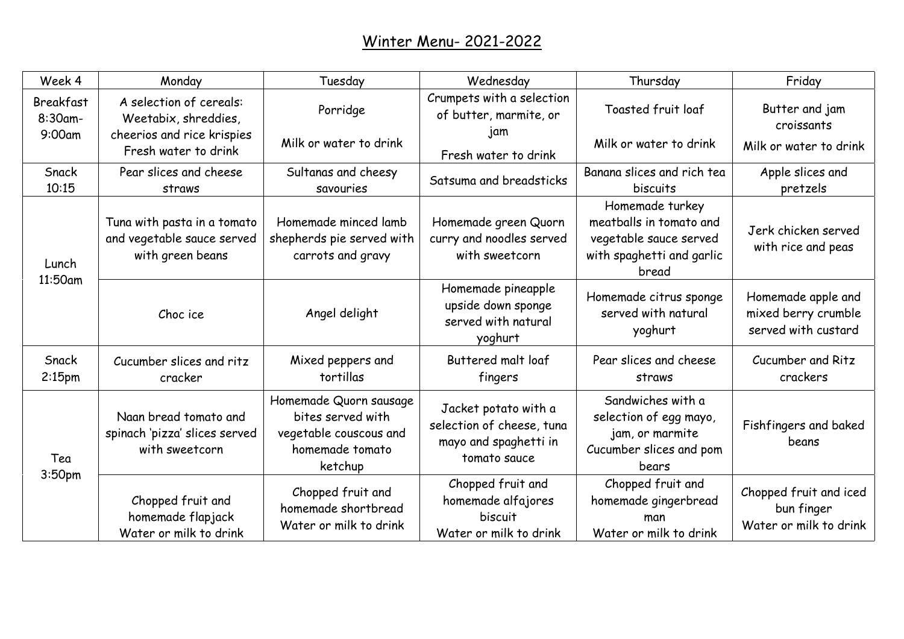# Winter Menu- 2021-2022

| Week 4 | Monday | Tuesday | Wednesday | Thursday | Friday |
|---|---|---|---|---|---|
| Breakfast 8:30am-9:00am | A selection of cereals: Weetabix, shreddies, cheerios and rice krispies<br>Fresh water to drink | Porridge<br>Milk or water to drink | Crumpets with a selection of butter, marmite, or jam<br>Fresh water to drink | Toasted fruit loaf<br>Milk or water to drink | Butter and jam croissants<br>Milk or water to drink |
| Snack 10:15 | Pear slices and cheese straws | Sultanas and cheesy savouries | Satsuma and breadsticks | Banana slices and rich tea biscuits | Apple slices and pretzels |
| Lunch 11:50am | Tuna with pasta in a tomato and vegetable sauce served with green beans | Homemade minced lamb shepherds pie served with carrots and gravy | Homemade green Quorn curry and noodles served with sweetcorn | Homemade turkey meatballs in tomato and vegetable sauce served with spaghetti and garlic bread | Jerk chicken served with rice and peas |
| | Choc ice | Angel delight | Homemade pineapple upside down sponge served with natural yoghurt | Homemade citrus sponge served with natural yoghurt | Homemade apple and mixed berry crumble served with custard |
| Snack 2:15pm | Cucumber slices and ritz cracker | Mixed peppers and tortillas | Buttered malt loaf fingers | Pear slices and cheese straws | Cucumber and Ritz crackers |
| Tea 3:50pm | Naan bread tomato and spinach 'pizza' slices served with sweetcorn | Homemade Quorn sausage bites served with vegetable couscous and homemade tomato ketchup | Jacket potato with a selection of cheese, tuna mayo and spaghetti in tomato sauce | Sandwiches with a selection of egg mayo, jam, or marmite<br>Cucumber slices and pom bears | Fishfingers and baked beans |
| | Chopped fruit and homemade flapjack<br>Water or milk to drink | Chopped fruit and homemade shortbread<br>Water or milk to drink | Chopped fruit and homemade alfajores biscuit<br>Water or milk to drink | Chopped fruit and homemade gingerbread man<br>Water or milk to drink | Chopped fruit and iced bun finger<br>Water or milk to drink |